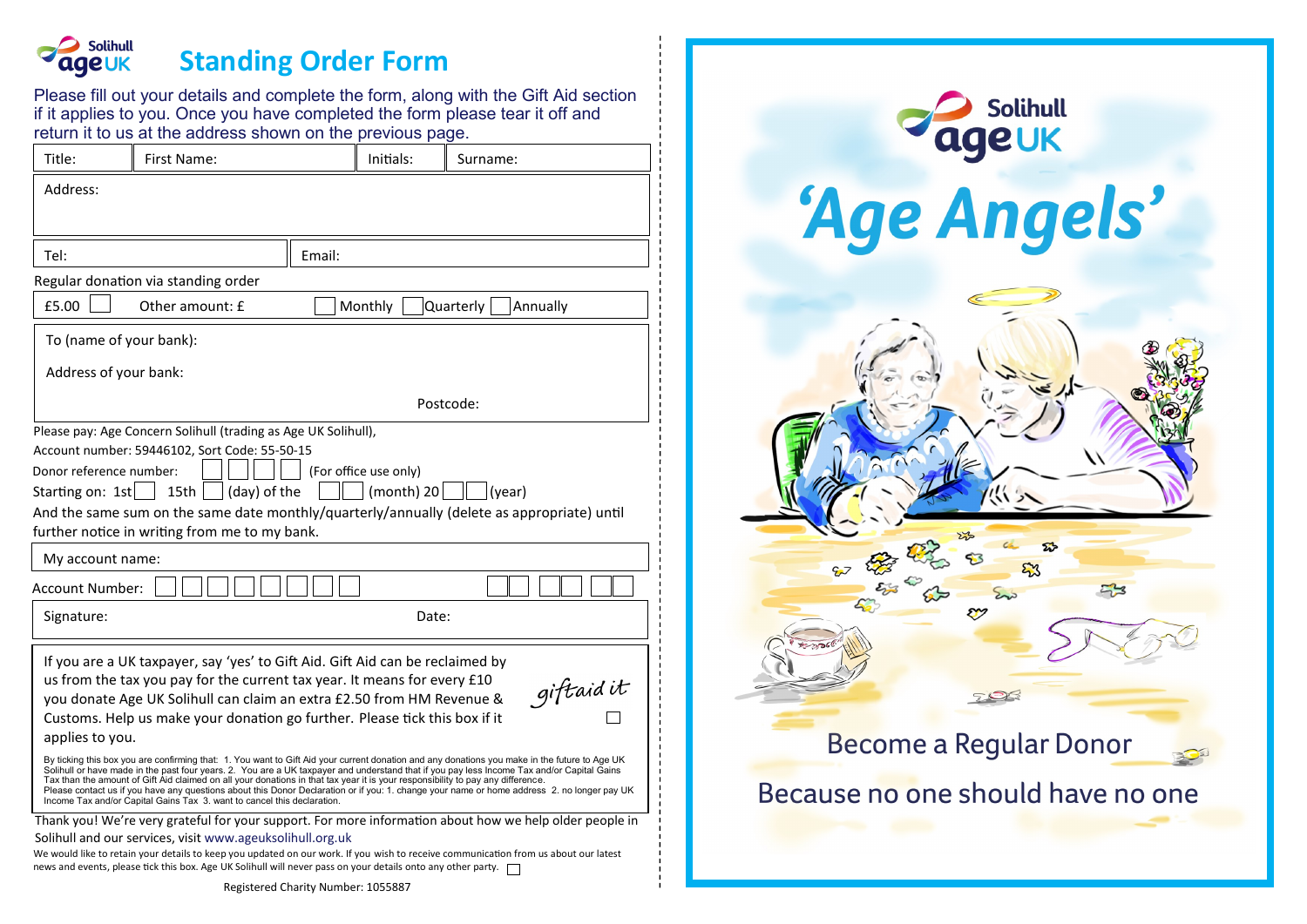# Standing Order Form

Please fill out your details and complete the form, along with the Gift Aid section if it applies to you. Once you have completed the form please tear it off and return it to us at the address shown on the previous page.

| Title: | First Name: | Initials: | Surname: |
|---|---|---|---|

Address:

| Tel: | Email: |
|---|---|

Regular donation via standing order

£5.00 ☐ Other amount: £ ☐ Monthly ☐ Quarterly ☐ Annually

To (name of your bank):

Address of your bank:

Postcode:

Please pay: Age Concern Solihull (trading as Age UK Solihull),

Account number: 59446102, Sort Code: 55-50-15

Donor reference number: ☐☐☐☐ (For office use only)

Starting on: 1st ☐ 15th ☐ (day) of the ☐☐ (month) 20 ☐☐ (year)

And the same sum on the same date monthly/quarterly/annually (delete as appropriate) until further notice in writing from me to my bank.

My account name:

Account Number: ☐☐☐☐☐☐☐☐ ☐☐ ☐☐ ☐☐

Signature: Date:

If you are a UK taxpayer, say 'yes' to Gift Aid. Gift Aid can be reclaimed by us from the tax you pay for the current tax year. It means for every £10 you donate Age UK Solihull can claim an extra £2.50 from HM Revenue & Customs. Help us make your donation go further. Please tick this box if it applies to you. ☐

*giftaid it*

By ticking this box you are confirming that: 1. You want to Gift Aid your current donation and any donations you make in the future to Age UK Solihull or have made in the past four years. 2. You are a UK taxpayer and understand that if you pay less Income Tax and/or Capital Gains Tax than the amount of Gift Aid claimed on all your donations in that tax year it is your responsibility to pay any difference. Please contact us if you have any questions about this Donor Declaration or if you: 1. change your name or home address 2. no longer pay UK Income Tax and/or Capital Gains Tax 3. want to cancel this declaration.

Thank you! We're very grateful for your support. For more information about how we help older people in Solihull and our services, visit www.ageuksolihull.org.uk

We would like to retain your details to keep you updated on our work. If you wish to receive communication from us about our latest news and events, please tick this box. Age UK Solihull will never pass on your details onto any other party. ☐

Registered Charity Number: 1055887

Solihull age UK

# 'Age Angels'

## Become a Regular Donor

Because no one should have no one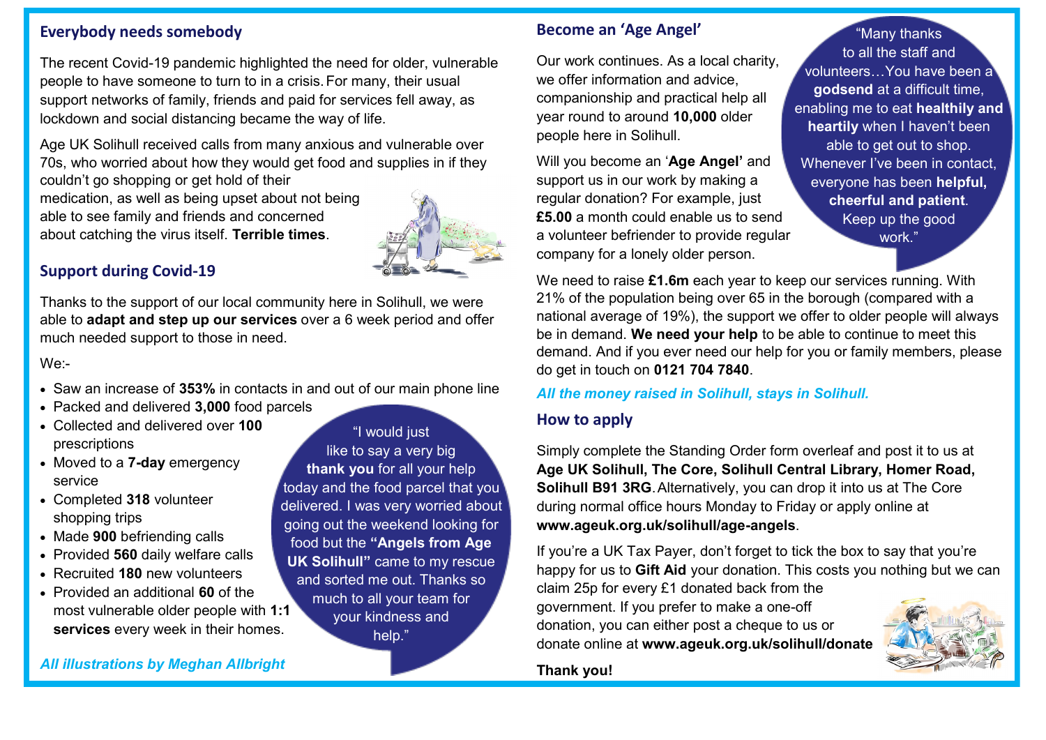## Everybody needs somebody

The recent Covid-19 pandemic highlighted the need for older, vulnerable people to have someone to turn to in a crisis. For many, their usual support networks of family, friends and paid for services fell away, as lockdown and social distancing became the way of life.

Age UK Solihull received calls from many anxious and vulnerable over 70s, who worried about how they would get food and supplies in if they couldn't go shopping or get hold of their medication, as well as being upset about not being able to see family and friends and concerned about catching the virus itself. **Terrible times**.

## Support during Covid-19

Thanks to the support of our local community here in Solihull, we were able to **adapt and step up our services** over a 6 week period and offer much needed support to those in need.

We:-

- Saw an increase of **353%** in contacts in and out of our main phone line
- Packed and delivered **3,000** food parcels
- Collected and delivered over **100** prescriptions
- Moved to a **7-day** emergency service
- Completed **318** volunteer shopping trips
- Made **900** befriending calls
- Provided **560** daily welfare calls
- Recruited **180** new volunteers
- Provided an additional **60** of the most vulnerable older people with **1:1 services** every week in their homes.

"I would just like to say a very big **thank you** for all your help today and the food parcel that you delivered. I was very worried about going out the weekend looking for food but the **"Angels from Age UK Solihull"** came to my rescue and sorted me out. Thanks so much to all your team for your kindness and help."

***All illustrations by Meghan Allbright***

## Become an 'Age Angel'

Our work continues. As a local charity, we offer information and advice, companionship and practical help all year round to around **10,000** older people here in Solihull.

Will you become an '**Age Angel'** and support us in our work by making a regular donation? For example, just **£5.00** a month could enable us to send a volunteer befriender to provide regular company for a lonely older person.

"Many thanks to all the staff and volunteers…You have been a **godsend** at a difficult time, enabling me to eat **healthily and heartily** when I haven't been able to get out to shop. Whenever I've been in contact, everyone has been **helpful, cheerful and patient**. Keep up the good work."

We need to raise **£1.6m** each year to keep our services running. With 21% of the population being over 65 in the borough (compared with a national average of 19%), the support we offer to older people will always be in demand. **We need your help** to be able to continue to meet this demand. And if you ever need our help for you or family members, please do get in touch on **0121 704 7840**.

***All the money raised in Solihull, stays in Solihull.***

## How to apply

Simply complete the Standing Order form overleaf and post it to us at **Age UK Solihull, The Core, Solihull Central Library, Homer Road, Solihull B91 3RG**. Alternatively, you can drop it into us at The Core during normal office hours Monday to Friday or apply online at **www.ageuk.org.uk/solihull/age-angels**.

If you're a UK Tax Payer, don't forget to tick the box to say that you're happy for us to **Gift Aid** your donation. This costs you nothing but we can claim 25p for every £1 donated back from the government. If you prefer to make a one-off donation, you can either post a cheque to us or donate online at **www.ageuk.org.uk/solihull/donate**

**Thank you!**